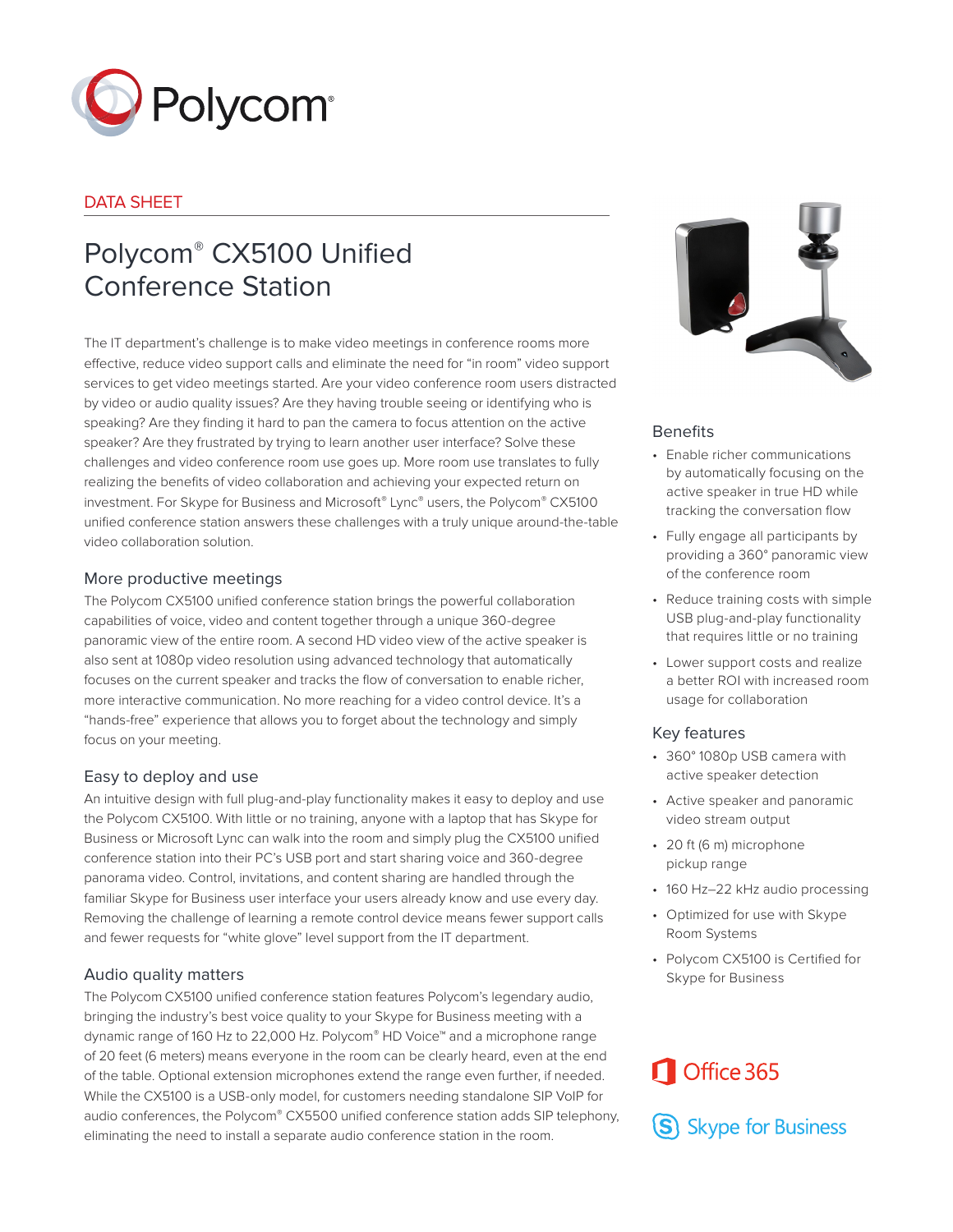DATA SHEET

# Polycom® CX5100 Unified Conference Station

The IT department's challenge is to make video meetings in conference rooms more effective, reduce video support calls and eliminate the need for "in room" video support services to get video meetings started. Are your video conference room users distracted by video or audio quality issues? Are they having trouble seeing or identifying who is speaking? Are they finding it hard to pan the camera to focus attention on the active speaker? Are they frustrated by trying to learn another user interface? Solve these challenges and video conference room use goes up. More room use translates to fully realizing the benefits of video collaboration and achieving your expected return on investment. For Skype for Business and Microsoft® Lync® users, the Polycom® CX5100 unified conference station answers these challenges with a truly unique around-the-table video collaboration solution.

## More productive meetings

The Polycom CX5100 unified conference station brings the powerful collaboration capabilities of voice, video and content together through a unique 360-degree panoramic view of the entire room. A second HD video view of the active speaker is also sent at 1080p video resolution using advanced technology that automatically focuses on the current speaker and tracks the flow of conversation to enable richer, more interactive communication. No more reaching for a video control device. It's a "hands-free" experience that allows you to forget about the technology and simply focus on your meeting.

## Easy to deploy and use

An intuitive design with full plug-and-play functionality makes it easy to deploy and use the Polycom CX5100. With little or no training, anyone with a laptop that has Skype for Business or Microsoft Lync can walk into the room and simply plug the CX5100 unified conference station into their PC's USB port and start sharing voice and 360-degree panorama video. Control, invitations, and content sharing are handled through the familiar Skype for Business user interface your users already know and use every day. Removing the challenge of learning a remote control device means fewer support calls and fewer requests for "white glove" level support from the IT department.

## Audio quality matters

The Polycom CX5100 unified conference station features Polycom's legendary audio, bringing the industry's best voice quality to your Skype for Business meeting with a dynamic range of 160 Hz to 22,000 Hz. Polycom® HD Voice™ and a microphone range of 20 feet (6 meters) means everyone in the room can be clearly heard, even at the end of the table. Optional extension microphones extend the range even further, if needed. While the CX5100 is a USB-only model, for customers needing standalone SIP VoIP for audio conferences, the Polycom® CX5500 unified conference station adds SIP telephony, eliminating the need to install a separate audio conference station in the room.

## Benefits

- Enable richer communications by automatically focusing on the active speaker in true HD while tracking the conversation flow
- Fully engage all participants by providing a 360° panoramic view of the conference room
- Reduce training costs with simple USB plug-and-play functionality that requires little or no training
- Lower support costs and realize a better ROI with increased room usage for collaboration

## Key features

- 360° 1080p USB camera with active speaker detection
- Active speaker and panoramic video stream output
- 20 ft (6 m) microphone pickup range
- 160 Hz–22 kHz audio processing
- Optimized for use with Skype Room Systems
- Polycom CX5100 is Certified for Skype for Business

Office 365

Skype for Business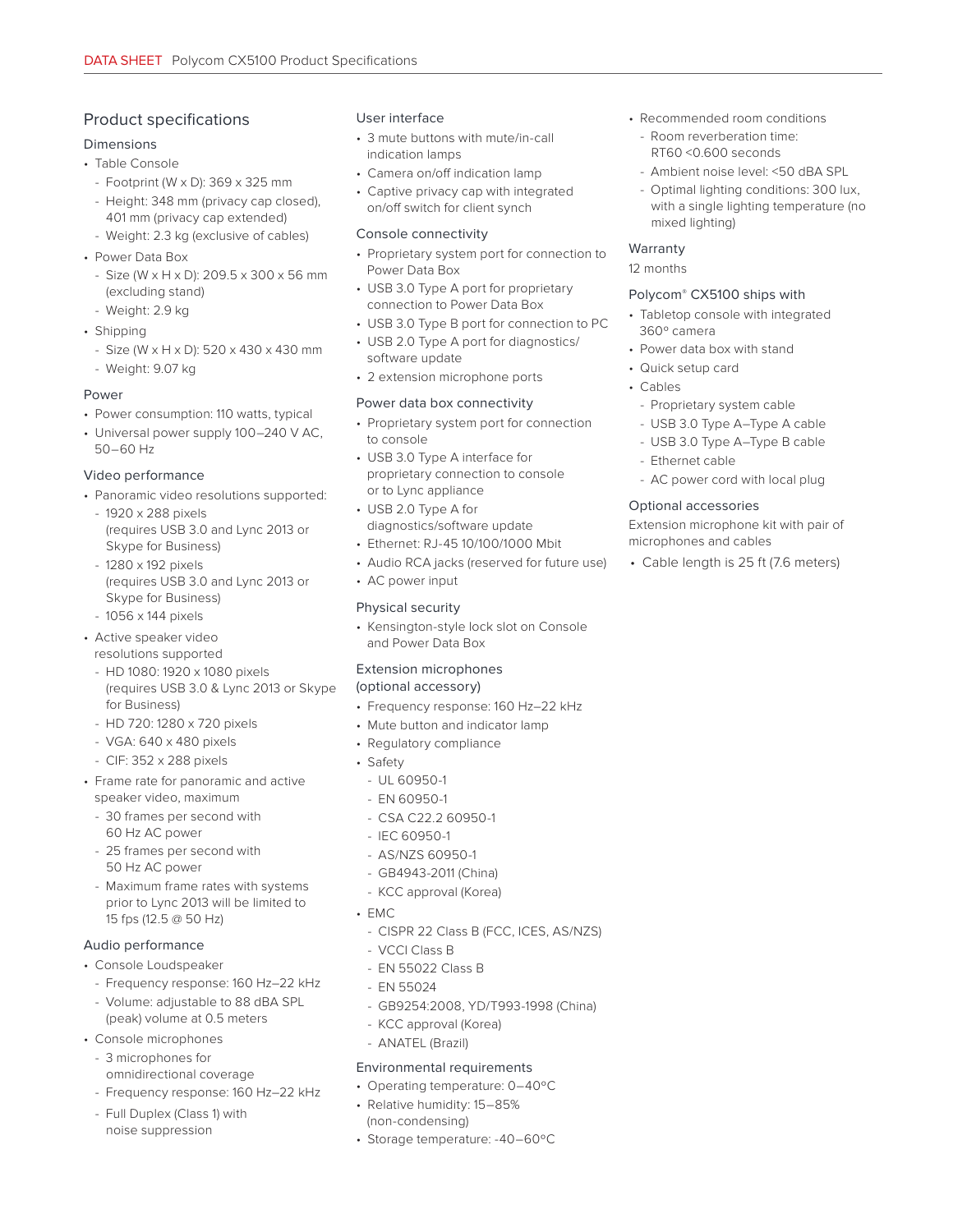## Product specifications

### Dimensions

- Table Console
  - Footprint (W x D): 369 x 325 mm
  - Height: 348 mm (privacy cap closed), 401 mm (privacy cap extended)
  - Weight: 2.3 kg (exclusive of cables)
- Power Data Box
  - Size (W x H x D): 209.5 x 300 x 56 mm (excluding stand)
  - Weight: 2.9 kg
- Shipping
  - Size (W x H x D): 520 x 430 x 430 mm
  - Weight: 9.07 kg

### Power

- Power consumption: 110 watts, typical
- Universal power supply 100–240 V AC, 50–60 Hz

### Video performance

- Panoramic video resolutions supported:
  - 1920 x 288 pixels (requires USB 3.0 and Lync 2013 or Skype for Business)
  - 1280 x 192 pixels (requires USB 3.0 and Lync 2013 or Skype for Business)
  - 1056 x 144 pixels
- Active speaker video resolutions supported
  - HD 1080: 1920 x 1080 pixels (requires USB 3.0 & Lync 2013 or Skype for Business)
  - HD 720: 1280 x 720 pixels
  - VGA: 640 x 480 pixels
  - CIF: 352 x 288 pixels
- Frame rate for panoramic and active speaker video, maximum
  - 30 frames per second with 60 Hz AC power
  - 25 frames per second with 50 Hz AC power
  - Maximum frame rates with systems prior to Lync 2013 will be limited to 15 fps (12.5 @ 50 Hz)

### Audio performance

- Console Loudspeaker
  - Frequency response: 160 Hz–22 kHz
  - Volume: adjustable to 88 dBA SPL (peak) volume at 0.5 meters
- Console microphones
  - 3 microphones for omnidirectional coverage
  - Frequency response: 160 Hz–22 kHz
  - Full Duplex (Class 1) with noise suppression

### User interface

- 3 mute buttons with mute/in-call indication lamps
- Camera on/off indication lamp
- Captive privacy cap with integrated on/off switch for client synch

### Console connectivity

- Proprietary system port for connection to Power Data Box
- USB 3.0 Type A port for proprietary connection to Power Data Box
- USB 3.0 Type B port for connection to PC
- USB 2.0 Type A port for diagnostics/ software update
- 2 extension microphone ports

### Power data box connectivity

- Proprietary system port for connection to console
- USB 3.0 Type A interface for proprietary connection to console or to Lync appliance
- USB 2.0 Type A for diagnostics/software update
- Ethernet: RJ-45 10/100/1000 Mbit
- Audio RCA jacks (reserved for future use)
- AC power input

### Physical security

- Kensington-style lock slot on Console and Power Data Box

### Extension microphones (optional accessory)

- Frequency response: 160 Hz–22 kHz
- Mute button and indicator lamp
- Regulatory compliance
- Safety
  - UL 60950-1
  - EN 60950-1
  - CSA C22.2 60950-1
  - IEC 60950-1
  - AS/NZS 60950-1
  - GB4943-2011 (China)
  - KCC approval (Korea)
- EMC
  - CISPR 22 Class B (FCC, ICES, AS/NZS)
  - VCCI Class B
  - EN 55022 Class B
  - EN 55024
  - GB9254:2008, YD/T993-1998 (China)
  - KCC approval (Korea)
  - ANATEL (Brazil)

### Environmental requirements

- Operating temperature: 0–40°C
- Relative humidity: 15–85% (non-condensing)
- Storage temperature: -40–60°C
- Recommended room conditions
  - Room reverberation time: RT60 <0.600 seconds
  - Ambient noise level: <50 dBA SPL
  - Optimal lighting conditions: 300 lux, with a single lighting temperature (no mixed lighting)

### Warranty

12 months

### Polycom® CX5100 ships with

- Tabletop console with integrated 360° camera
- Power data box with stand
- Quick setup card
- Cables
  - Proprietary system cable
  - USB 3.0 Type A–Type A cable
  - USB 3.0 Type A–Type B cable
  - Ethernet cable
  - AC power cord with local plug

### Optional accessories

Extension microphone kit with pair of microphones and cables

- Cable length is 25 ft (7.6 meters)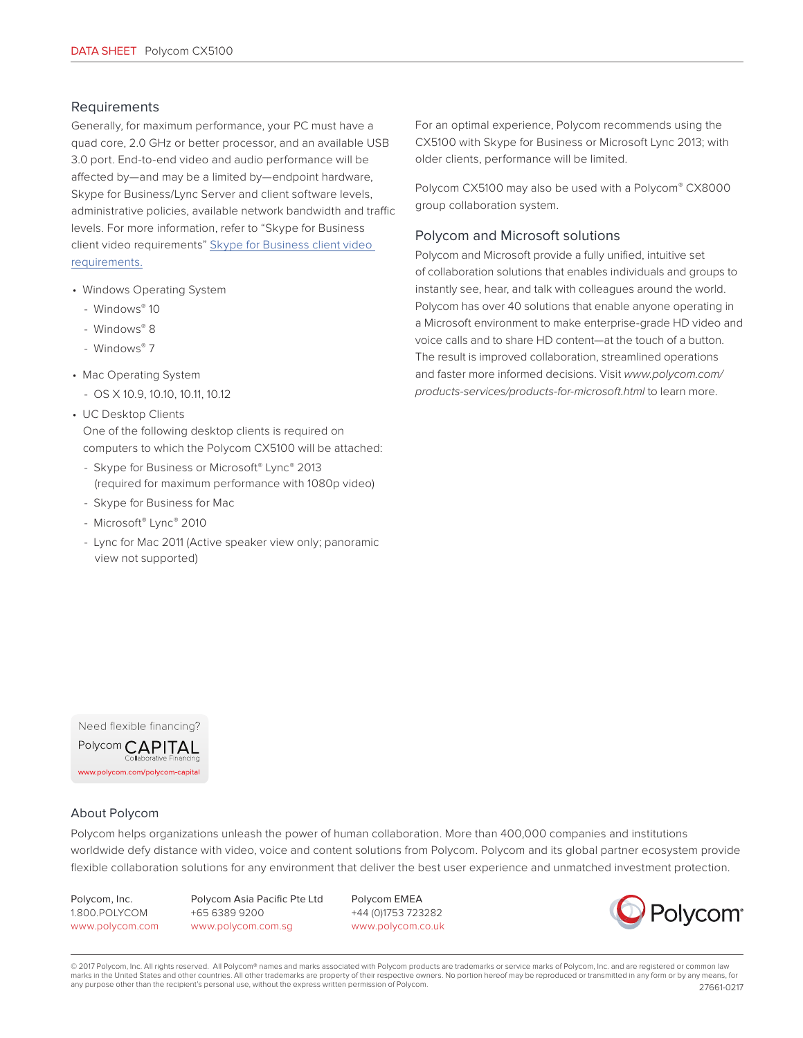## Requirements

Generally, for maximum performance, your PC must have a quad core, 2.0 GHz or better processor, and an available USB 3.0 port. End-to-end video and audio performance will be affected by—and may be a limited by—endpoint hardware, Skype for Business/Lync Server and client software levels, administrative policies, available network bandwidth and traffic levels. For more information, refer to “Skype for Business client video requirements” [Skype for Business client video requirements.]()

- Windows Operating System
  - Windows® 10
  - Windows® 8
  - Windows® 7
- Mac Operating System
  - OS X 10.9, 10.10, 10.11, 10.12
- UC Desktop Clients
  One of the following desktop clients is required on computers to which the Polycom CX5100 will be attached:
  - Skype for Business or Microsoft® Lync® 2013 (required for maximum performance with 1080p video)
  - Skype for Business for Mac
  - Microsoft® Lync® 2010
  - Lync for Mac 2011 (Active speaker view only; panoramic view not supported)

For an optimal experience, Polycom recommends using the CX5100 with Skype for Business or Microsoft Lync 2013; with older clients, performance will be limited.

Polycom CX5100 may also be used with a Polycom® CX8000 group collaboration system.

## Polycom and Microsoft solutions

Polycom and Microsoft provide a fully unified, intuitive set of collaboration solutions that enables individuals and groups to instantly see, hear, and talk with colleagues around the world. Polycom has over 40 solutions that enable anyone operating in a Microsoft environment to make enterprise-grade HD video and voice calls and to share HD content—at the touch of a button. The result is improved collaboration, streamlined operations and faster more informed decisions. Visit *www.polycom.com/products-services/products-for-microsoft.html* to learn more.

Need flexible financing?
Polycom CAPITAL
Collaborative Financing
www.polycom.com/polycom-capital

## About Polycom

Polycom helps organizations unleash the power of human collaboration. More than 400,000 companies and institutions worldwide defy distance with video, voice and content solutions from Polycom. Polycom and its global partner ecosystem provide flexible collaboration solutions for any environment that deliver the best user experience and unmatched investment protection.

Polycom, Inc.
1.800.POLYCOM
www.polycom.com

Polycom Asia Pacific Pte Ltd
+65 6389 9200
www.polycom.com.sg

Polycom EMEA
+44 (0)1753 723282
www.polycom.co.uk

Polycom®

© 2017 Polycom, Inc. All rights reserved. All Polycom® names and marks associated with Polycom products are trademarks or service marks of Polycom, Inc. and are registered or common law marks in the United States and other countries. All other trademarks are property of their respective owners. No portion hereof may be reproduced or transmitted in any form or by any means, for any purpose other than the recipient's personal use, without the express written permission of Polycom.

27661-0217